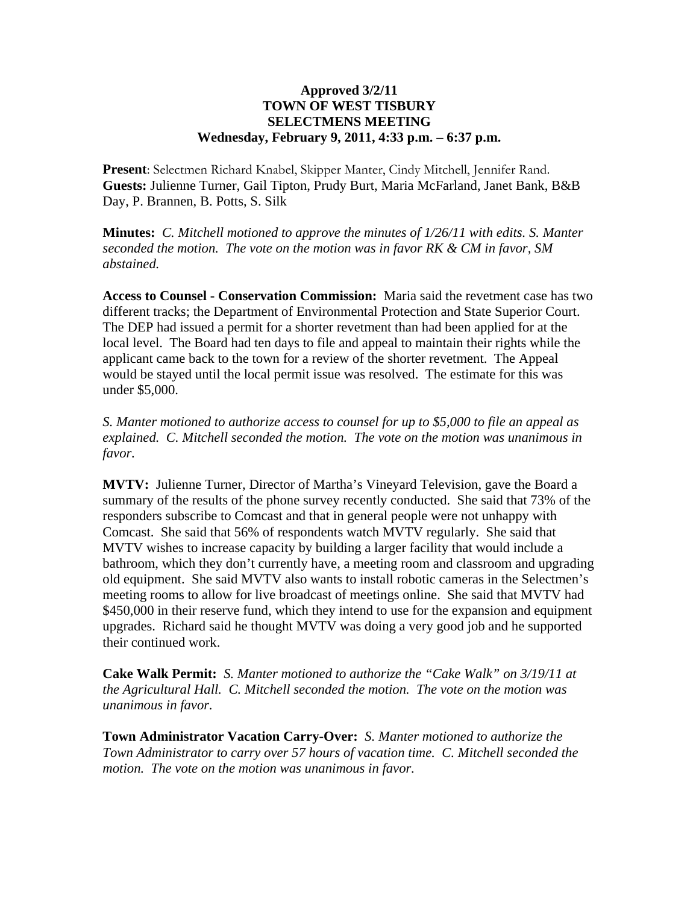**Approved 3/2/11**
**TOWN OF WEST TISBURY**
**SELECTMENS MEETING**
**Wednesday, February 9, 2011, 4:33 p.m. – 6:37 p.m.**

**Present**: Selectmen Richard Knabel, Skipper Manter, Cindy Mitchell, Jennifer Rand.
**Guests:** Julienne Turner, Gail Tipton, Prudy Burt, Maria McFarland, Janet Bank, B&B Day, P. Brannen, B. Potts, S. Silk

**Minutes:** *C. Mitchell motioned to approve the minutes of 1/26/11 with edits. S. Manter seconded the motion. The vote on the motion was in favor RK & CM in favor, SM abstained.*

**Access to Counsel - Conservation Commission:** Maria said the revetment case has two different tracks; the Department of Environmental Protection and State Superior Court. The DEP had issued a permit for a shorter revetment than had been applied for at the local level. The Board had ten days to file and appeal to maintain their rights while the applicant came back to the town for a review of the shorter revetment. The Appeal would be stayed until the local permit issue was resolved. The estimate for this was under $5,000.

*S. Manter motioned to authorize access to counsel for up to $5,000 to file an appeal as explained. C. Mitchell seconded the motion. The vote on the motion was unanimous in favor.*

**MVTV:** Julienne Turner, Director of Martha's Vineyard Television, gave the Board a summary of the results of the phone survey recently conducted. She said that 73% of the responders subscribe to Comcast and that in general people were not unhappy with Comcast. She said that 56% of respondents watch MVTV regularly. She said that MVTV wishes to increase capacity by building a larger facility that would include a bathroom, which they don't currently have, a meeting room and classroom and upgrading old equipment. She said MVTV also wants to install robotic cameras in the Selectmen's meeting rooms to allow for live broadcast of meetings online. She said that MVTV had $450,000 in their reserve fund, which they intend to use for the expansion and equipment upgrades. Richard said he thought MVTV was doing a very good job and he supported their continued work.

**Cake Walk Permit:** *S. Manter motioned to authorize the "Cake Walk" on 3/19/11 at the Agricultural Hall. C. Mitchell seconded the motion. The vote on the motion was unanimous in favor.*

**Town Administrator Vacation Carry-Over:** *S. Manter motioned to authorize the Town Administrator to carry over 57 hours of vacation time. C. Mitchell seconded the motion. The vote on the motion was unanimous in favor.*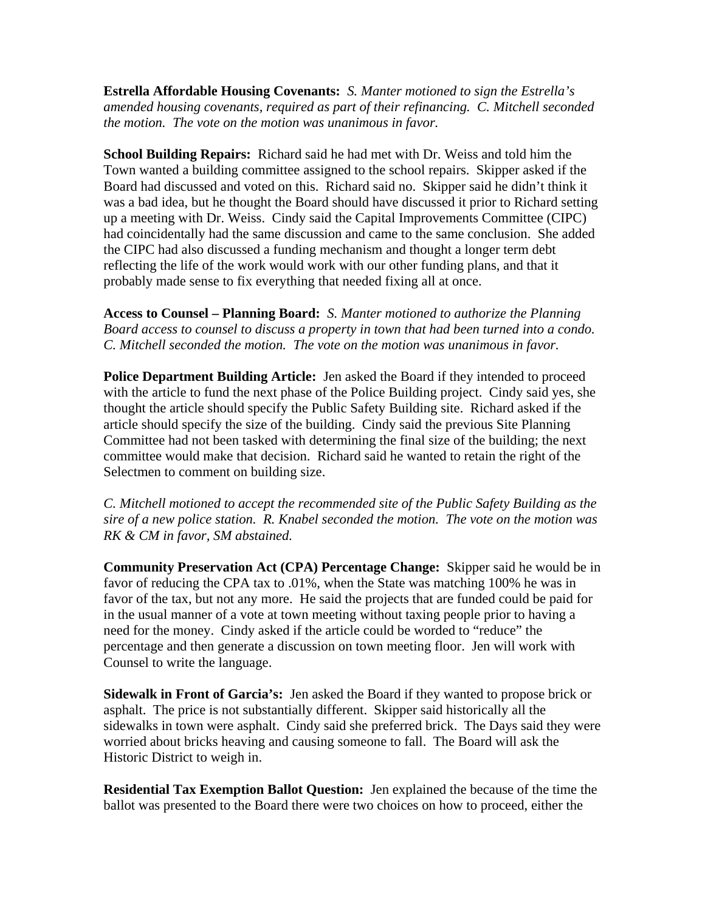**Estrella Affordable Housing Covenants:** *S. Manter motioned to sign the Estrella's amended housing covenants, required as part of their refinancing. C. Mitchell seconded the motion. The vote on the motion was unanimous in favor.*

**School Building Repairs:** Richard said he had met with Dr. Weiss and told him the Town wanted a building committee assigned to the school repairs. Skipper asked if the Board had discussed and voted on this. Richard said no. Skipper said he didn't think it was a bad idea, but he thought the Board should have discussed it prior to Richard setting up a meeting with Dr. Weiss. Cindy said the Capital Improvements Committee (CIPC) had coincidentally had the same discussion and came to the same conclusion. She added the CIPC had also discussed a funding mechanism and thought a longer term debt reflecting the life of the work would work with our other funding plans, and that it probably made sense to fix everything that needed fixing all at once.

**Access to Counsel – Planning Board:** *S. Manter motioned to authorize the Planning Board access to counsel to discuss a property in town that had been turned into a condo. C. Mitchell seconded the motion. The vote on the motion was unanimous in favor.*

**Police Department Building Article:** Jen asked the Board if they intended to proceed with the article to fund the next phase of the Police Building project. Cindy said yes, she thought the article should specify the Public Safety Building site. Richard asked if the article should specify the size of the building. Cindy said the previous Site Planning Committee had not been tasked with determining the final size of the building; the next committee would make that decision. Richard said he wanted to retain the right of the Selectmen to comment on building size.

*C. Mitchell motioned to accept the recommended site of the Public Safety Building as the sire of a new police station. R. Knabel seconded the motion. The vote on the motion was RK & CM in favor, SM abstained.*

**Community Preservation Act (CPA) Percentage Change:** Skipper said he would be in favor of reducing the CPA tax to .01%, when the State was matching 100% he was in favor of the tax, but not any more. He said the projects that are funded could be paid for in the usual manner of a vote at town meeting without taxing people prior to having a need for the money. Cindy asked if the article could be worded to "reduce" the percentage and then generate a discussion on town meeting floor. Jen will work with Counsel to write the language.

**Sidewalk in Front of Garcia's:** Jen asked the Board if they wanted to propose brick or asphalt. The price is not substantially different. Skipper said historically all the sidewalks in town were asphalt. Cindy said she preferred brick. The Days said they were worried about bricks heaving and causing someone to fall. The Board will ask the Historic District to weigh in.

**Residential Tax Exemption Ballot Question:** Jen explained the because of the time the ballot was presented to the Board there were two choices on how to proceed, either the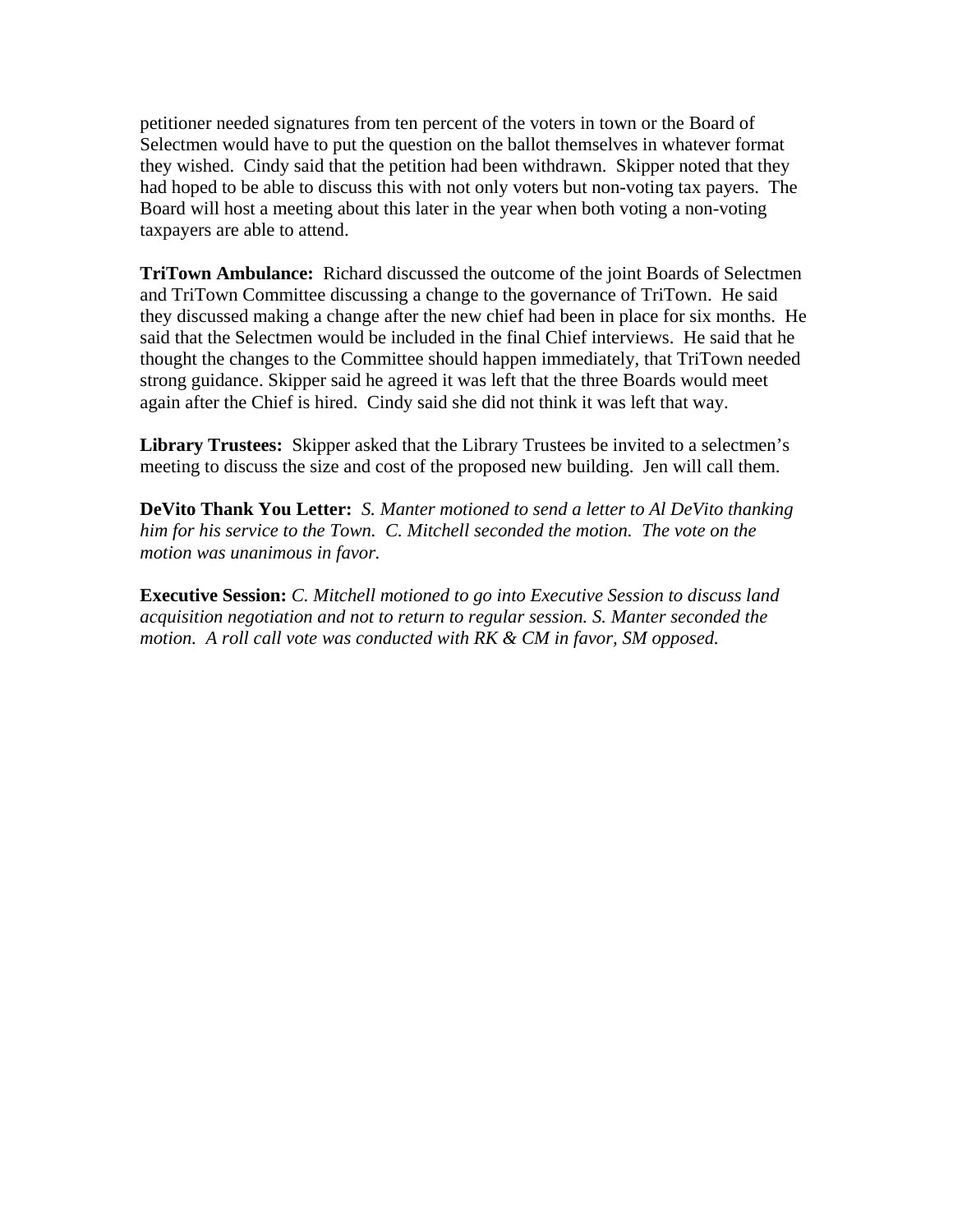petitioner needed signatures from ten percent of the voters in town or the Board of Selectmen would have to put the question on the ballot themselves in whatever format they wished. Cindy said that the petition had been withdrawn. Skipper noted that they had hoped to be able to discuss this with not only voters but non-voting tax payers. The Board will host a meeting about this later in the year when both voting a non-voting taxpayers are able to attend.

**TriTown Ambulance:** Richard discussed the outcome of the joint Boards of Selectmen and TriTown Committee discussing a change to the governance of TriTown. He said they discussed making a change after the new chief had been in place for six months. He said that the Selectmen would be included in the final Chief interviews. He said that he thought the changes to the Committee should happen immediately, that TriTown needed strong guidance. Skipper said he agreed it was left that the three Boards would meet again after the Chief is hired. Cindy said she did not think it was left that way.

**Library Trustees:** Skipper asked that the Library Trustees be invited to a selectmen's meeting to discuss the size and cost of the proposed new building. Jen will call them.

**DeVito Thank You Letter:** *S. Manter motioned to send a letter to Al DeVito thanking him for his service to the Town. C. Mitchell seconded the motion. The vote on the motion was unanimous in favor.*

**Executive Session:** *C. Mitchell motioned to go into Executive Session to discuss land acquisition negotiation and not to return to regular session. S. Manter seconded the motion. A roll call vote was conducted with RK & CM in favor, SM opposed.*